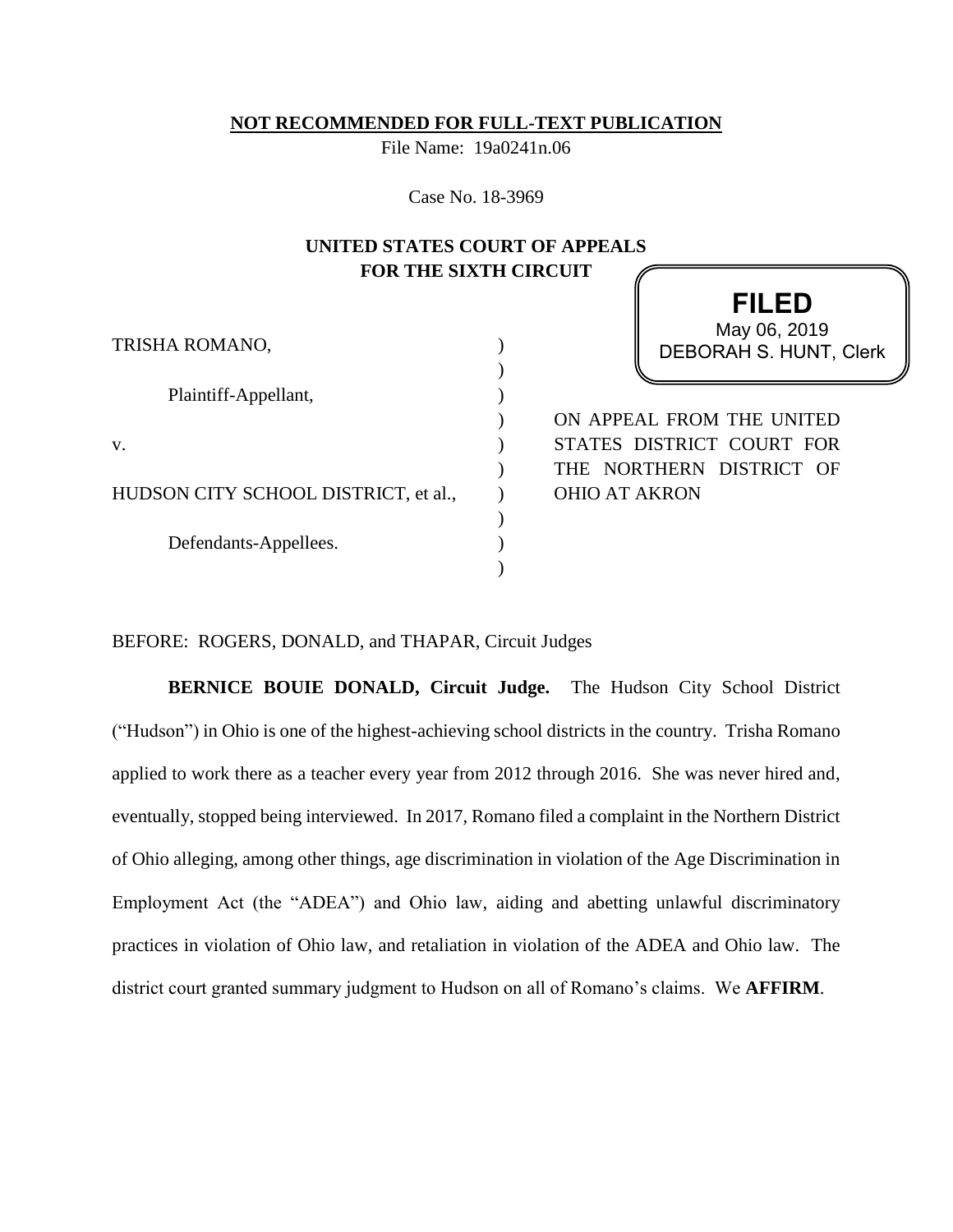**NOT RECOMMENDED FOR FULL-TEXT PUBLICATION**

File Name: 19a0241n.06

Case No. 18-3969

**UNITED STATES COURT OF APPEALS**
**FOR THE SIXTH CIRCUIT**

**FILED**
May 06, 2019
DEBORAH S. HUNT, Clerk

TRISHA ROMANO,

Plaintiff-Appellant,

v.

HUDSON CITY SCHOOL DISTRICT, et al.,

Defendants-Appellees.

ON APPEAL FROM THE UNITED STATES DISTRICT COURT FOR THE NORTHERN DISTRICT OF OHIO AT AKRON

BEFORE: ROGERS, DONALD, and THAPAR, Circuit Judges

**BERNICE BOUIE DONALD, Circuit Judge.** The Hudson City School District ("Hudson") in Ohio is one of the highest-achieving school districts in the country. Trisha Romano applied to work there as a teacher every year from 2012 through 2016. She was never hired and, eventually, stopped being interviewed. In 2017, Romano filed a complaint in the Northern District of Ohio alleging, among other things, age discrimination in violation of the Age Discrimination in Employment Act (the "ADEA") and Ohio law, aiding and abetting unlawful discriminatory practices in violation of Ohio law, and retaliation in violation of the ADEA and Ohio law. The district court granted summary judgment to Hudson on all of Romano's claims. We **AFFIRM**.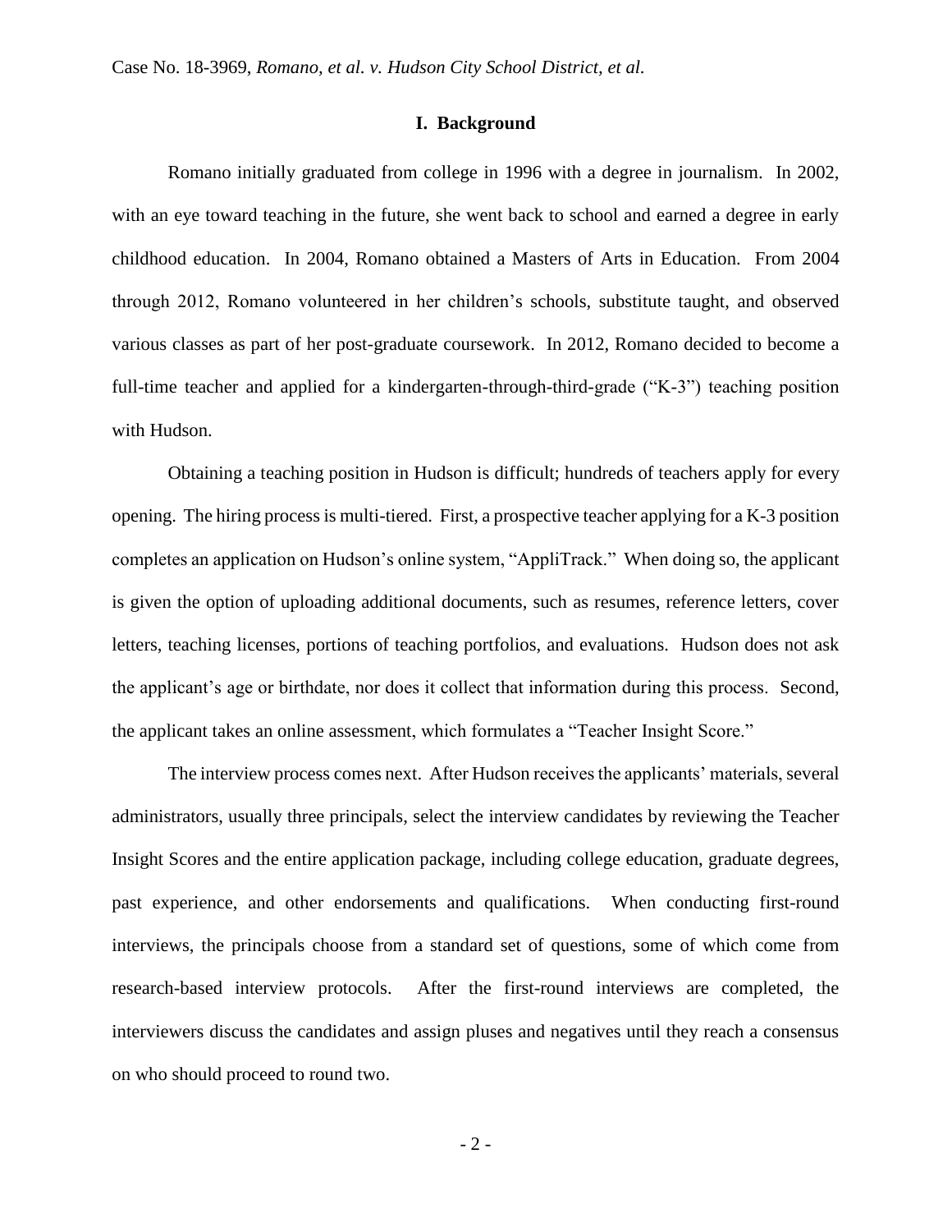## I. Background

Romano initially graduated from college in 1996 with a degree in journalism. In 2002, with an eye toward teaching in the future, she went back to school and earned a degree in early childhood education. In 2004, Romano obtained a Masters of Arts in Education. From 2004 through 2012, Romano volunteered in her children's schools, substitute taught, and observed various classes as part of her post-graduate coursework. In 2012, Romano decided to become a full-time teacher and applied for a kindergarten-through-third-grade ("K-3") teaching position with Hudson.

Obtaining a teaching position in Hudson is difficult; hundreds of teachers apply for every opening. The hiring process is multi-tiered. First, a prospective teacher applying for a K-3 position completes an application on Hudson's online system, "AppliTrack." When doing so, the applicant is given the option of uploading additional documents, such as resumes, reference letters, cover letters, teaching licenses, portions of teaching portfolios, and evaluations. Hudson does not ask the applicant's age or birthdate, nor does it collect that information during this process. Second, the applicant takes an online assessment, which formulates a "Teacher Insight Score."

The interview process comes next. After Hudson receives the applicants' materials, several administrators, usually three principals, select the interview candidates by reviewing the Teacher Insight Scores and the entire application package, including college education, graduate degrees, past experience, and other endorsements and qualifications. When conducting first-round interviews, the principals choose from a standard set of questions, some of which come from research-based interview protocols. After the first-round interviews are completed, the interviewers discuss the candidates and assign pluses and negatives until they reach a consensus on who should proceed to round two.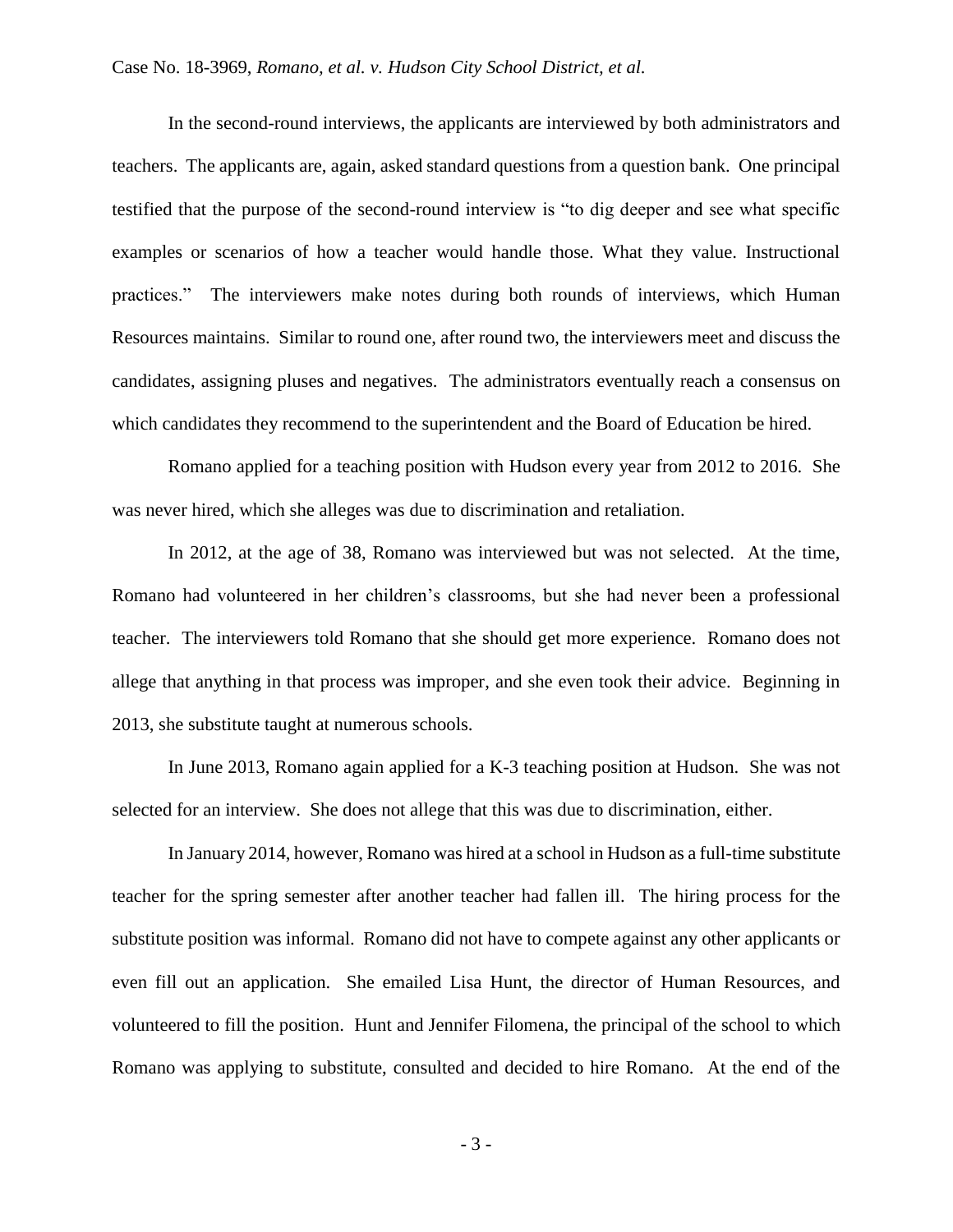In the second-round interviews, the applicants are interviewed by both administrators and teachers. The applicants are, again, asked standard questions from a question bank. One principal testified that the purpose of the second-round interview is "to dig deeper and see what specific examples or scenarios of how a teacher would handle those. What they value. Instructional practices." The interviewers make notes during both rounds of interviews, which Human Resources maintains. Similar to round one, after round two, the interviewers meet and discuss the candidates, assigning pluses and negatives. The administrators eventually reach a consensus on which candidates they recommend to the superintendent and the Board of Education be hired.

Romano applied for a teaching position with Hudson every year from 2012 to 2016. She was never hired, which she alleges was due to discrimination and retaliation.

In 2012, at the age of 38, Romano was interviewed but was not selected. At the time, Romano had volunteered in her children's classrooms, but she had never been a professional teacher. The interviewers told Romano that she should get more experience. Romano does not allege that anything in that process was improper, and she even took their advice. Beginning in 2013, she substitute taught at numerous schools.

In June 2013, Romano again applied for a K-3 teaching position at Hudson. She was not selected for an interview. She does not allege that this was due to discrimination, either.

In January 2014, however, Romano was hired at a school in Hudson as a full-time substitute teacher for the spring semester after another teacher had fallen ill. The hiring process for the substitute position was informal. Romano did not have to compete against any other applicants or even fill out an application. She emailed Lisa Hunt, the director of Human Resources, and volunteered to fill the position. Hunt and Jennifer Filomena, the principal of the school to which Romano was applying to substitute, consulted and decided to hire Romano. At the end of the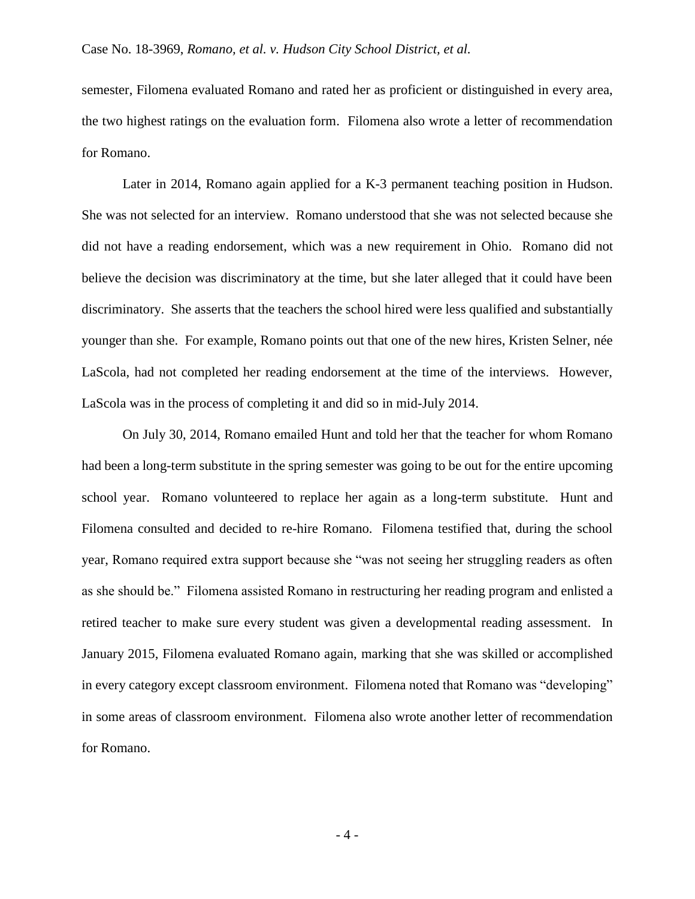semester, Filomena evaluated Romano and rated her as proficient or distinguished in every area, the two highest ratings on the evaluation form. Filomena also wrote a letter of recommendation for Romano.

Later in 2014, Romano again applied for a K-3 permanent teaching position in Hudson. She was not selected for an interview. Romano understood that she was not selected because she did not have a reading endorsement, which was a new requirement in Ohio. Romano did not believe the decision was discriminatory at the time, but she later alleged that it could have been discriminatory. She asserts that the teachers the school hired were less qualified and substantially younger than she. For example, Romano points out that one of the new hires, Kristen Selner, née LaScola, had not completed her reading endorsement at the time of the interviews. However, LaScola was in the process of completing it and did so in mid-July 2014.

On July 30, 2014, Romano emailed Hunt and told her that the teacher for whom Romano had been a long-term substitute in the spring semester was going to be out for the entire upcoming school year. Romano volunteered to replace her again as a long-term substitute. Hunt and Filomena consulted and decided to re-hire Romano. Filomena testified that, during the school year, Romano required extra support because she "was not seeing her struggling readers as often as she should be." Filomena assisted Romano in restructuring her reading program and enlisted a retired teacher to make sure every student was given a developmental reading assessment. In January 2015, Filomena evaluated Romano again, marking that she was skilled or accomplished in every category except classroom environment. Filomena noted that Romano was "developing" in some areas of classroom environment. Filomena also wrote another letter of recommendation for Romano.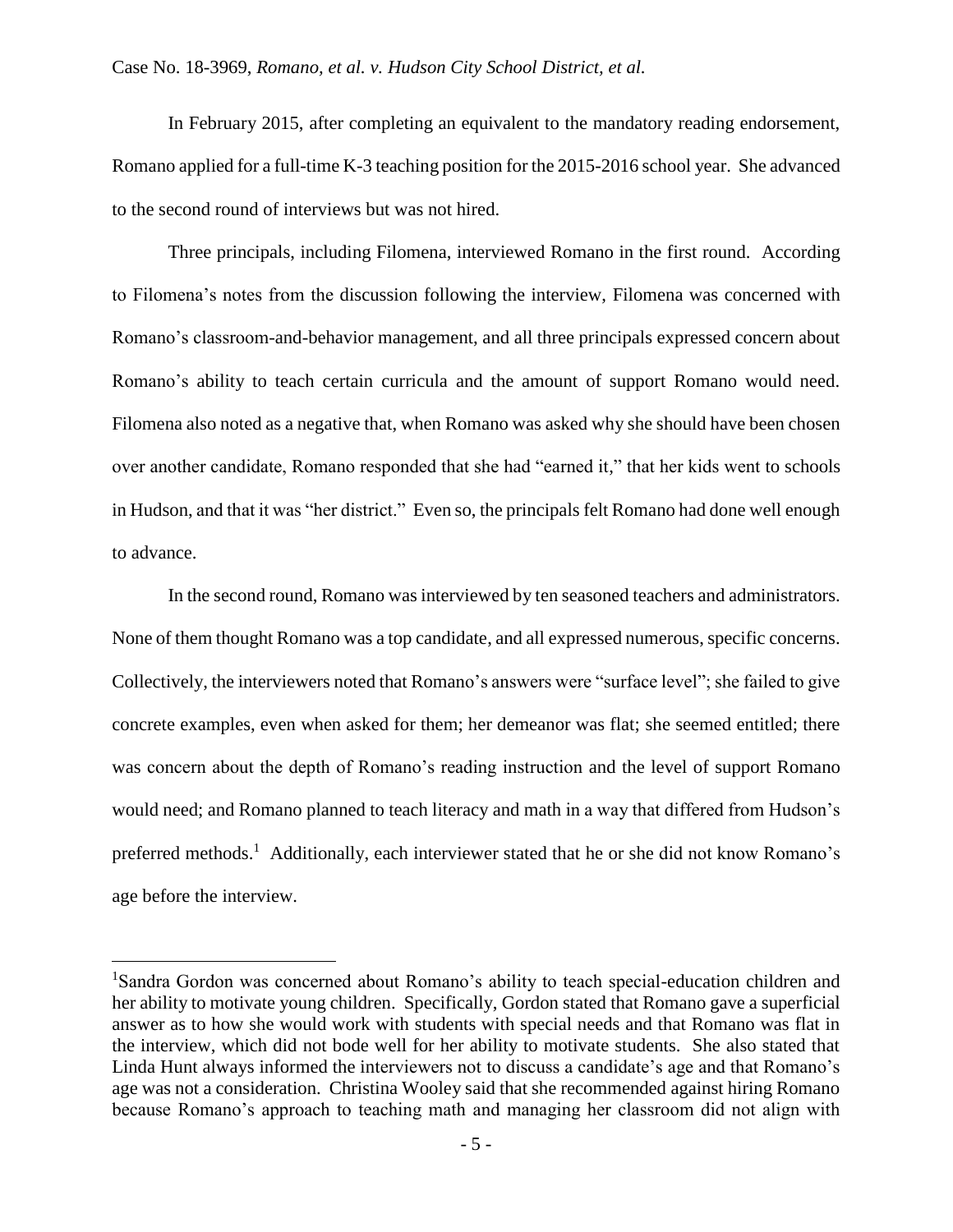In February 2015, after completing an equivalent to the mandatory reading endorsement, Romano applied for a full-time K-3 teaching position for the 2015-2016 school year. She advanced to the second round of interviews but was not hired.

Three principals, including Filomena, interviewed Romano in the first round. According to Filomena's notes from the discussion following the interview, Filomena was concerned with Romano's classroom-and-behavior management, and all three principals expressed concern about Romano's ability to teach certain curricula and the amount of support Romano would need. Filomena also noted as a negative that, when Romano was asked why she should have been chosen over another candidate, Romano responded that she had "earned it," that her kids went to schools in Hudson, and that it was "her district." Even so, the principals felt Romano had done well enough to advance.

In the second round, Romano was interviewed by ten seasoned teachers and administrators. None of them thought Romano was a top candidate, and all expressed numerous, specific concerns. Collectively, the interviewers noted that Romano's answers were "surface level"; she failed to give concrete examples, even when asked for them; her demeanor was flat; she seemed entitled; there was concern about the depth of Romano's reading instruction and the level of support Romano would need; and Romano planned to teach literacy and math in a way that differed from Hudson's preferred methods.[1] Additionally, each interviewer stated that he or she did not know Romano's age before the interview.

---

[1]Sandra Gordon was concerned about Romano's ability to teach special-education children and her ability to motivate young children. Specifically, Gordon stated that Romano gave a superficial answer as to how she would work with students with special needs and that Romano was flat in the interview, which did not bode well for her ability to motivate students. She also stated that Linda Hunt always informed the interviewers not to discuss a candidate's age and that Romano's age was not a consideration. Christina Wooley said that she recommended against hiring Romano because Romano's approach to teaching math and managing her classroom did not align with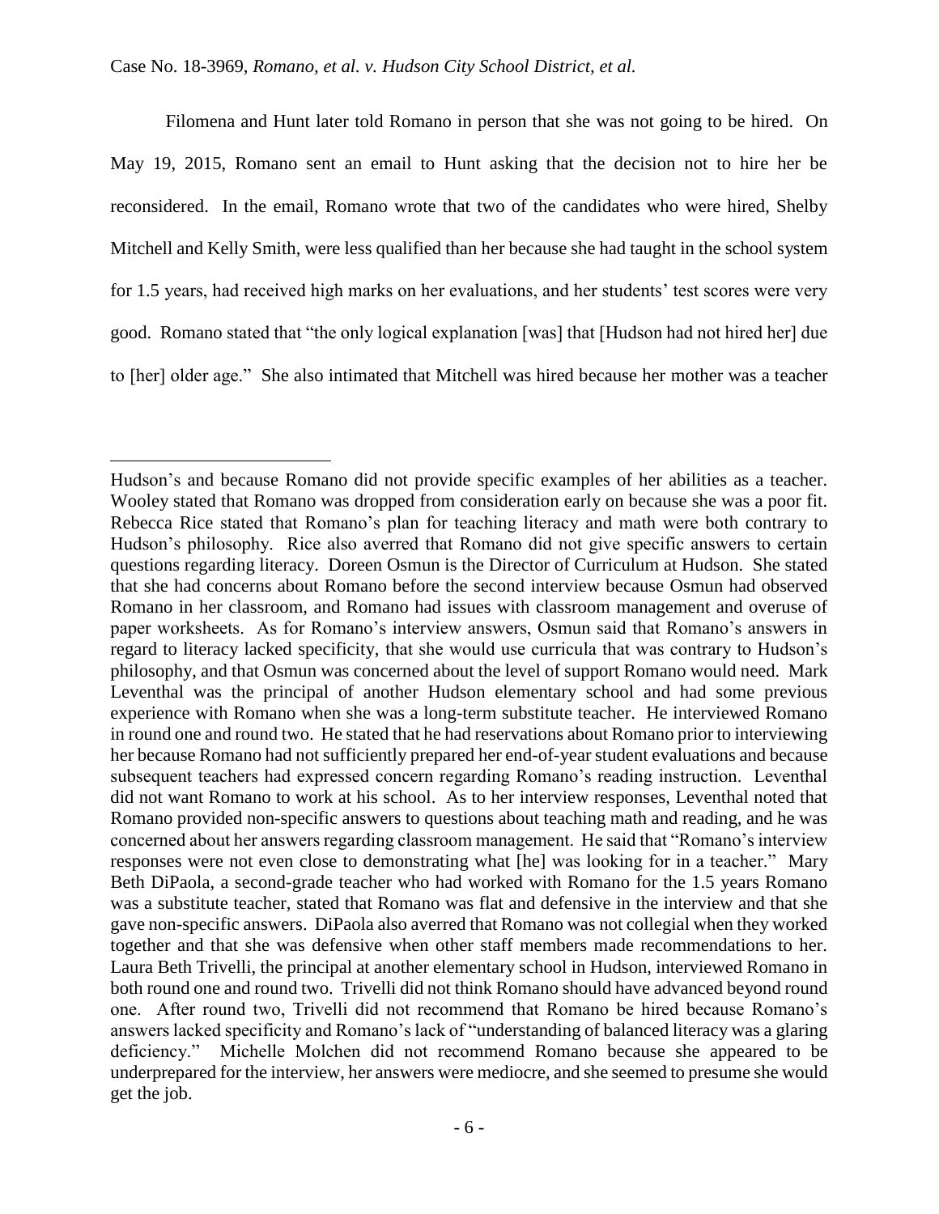Filomena and Hunt later told Romano in person that she was not going to be hired. On May 19, 2015, Romano sent an email to Hunt asking that the decision not to hire her be reconsidered. In the email, Romano wrote that two of the candidates who were hired, Shelby Mitchell and Kelly Smith, were less qualified than her because she had taught in the school system for 1.5 years, had received high marks on her evaluations, and her students' test scores were very good. Romano stated that "the only logical explanation [was] that [Hudson had not hired her] due to [her] older age." She also intimated that Mitchell was hired because her mother was a teacher

---

Hudson's and because Romano did not provide specific examples of her abilities as a teacher. Wooley stated that Romano was dropped from consideration early on because she was a poor fit. Rebecca Rice stated that Romano's plan for teaching literacy and math were both contrary to Hudson's philosophy. Rice also averred that Romano did not give specific answers to certain questions regarding literacy. Doreen Osmun is the Director of Curriculum at Hudson. She stated that she had concerns about Romano before the second interview because Osmun had observed Romano in her classroom, and Romano had issues with classroom management and overuse of paper worksheets. As for Romano's interview answers, Osmun said that Romano's answers in regard to literacy lacked specificity, that she would use curricula that was contrary to Hudson's philosophy, and that Osmun was concerned about the level of support Romano would need. Mark Leventhal was the principal of another Hudson elementary school and had some previous experience with Romano when she was a long-term substitute teacher. He interviewed Romano in round one and round two. He stated that he had reservations about Romano prior to interviewing her because Romano had not sufficiently prepared her end-of-year student evaluations and because subsequent teachers had expressed concern regarding Romano's reading instruction. Leventhal did not want Romano to work at his school. As to her interview responses, Leventhal noted that Romano provided non-specific answers to questions about teaching math and reading, and he was concerned about her answers regarding classroom management. He said that "Romano's interview responses were not even close to demonstrating what [he] was looking for in a teacher." Mary Beth DiPaola, a second-grade teacher who had worked with Romano for the 1.5 years Romano was a substitute teacher, stated that Romano was flat and defensive in the interview and that she gave non-specific answers. DiPaola also averred that Romano was not collegial when they worked together and that she was defensive when other staff members made recommendations to her. Laura Beth Trivelli, the principal at another elementary school in Hudson, interviewed Romano in both round one and round two. Trivelli did not think Romano should have advanced beyond round one. After round two, Trivelli did not recommend that Romano be hired because Romano's answers lacked specificity and Romano's lack of "understanding of balanced literacy was a glaring deficiency." Michelle Molchen did not recommend Romano because she appeared to be underprepared for the interview, her answers were mediocre, and she seemed to presume she would get the job.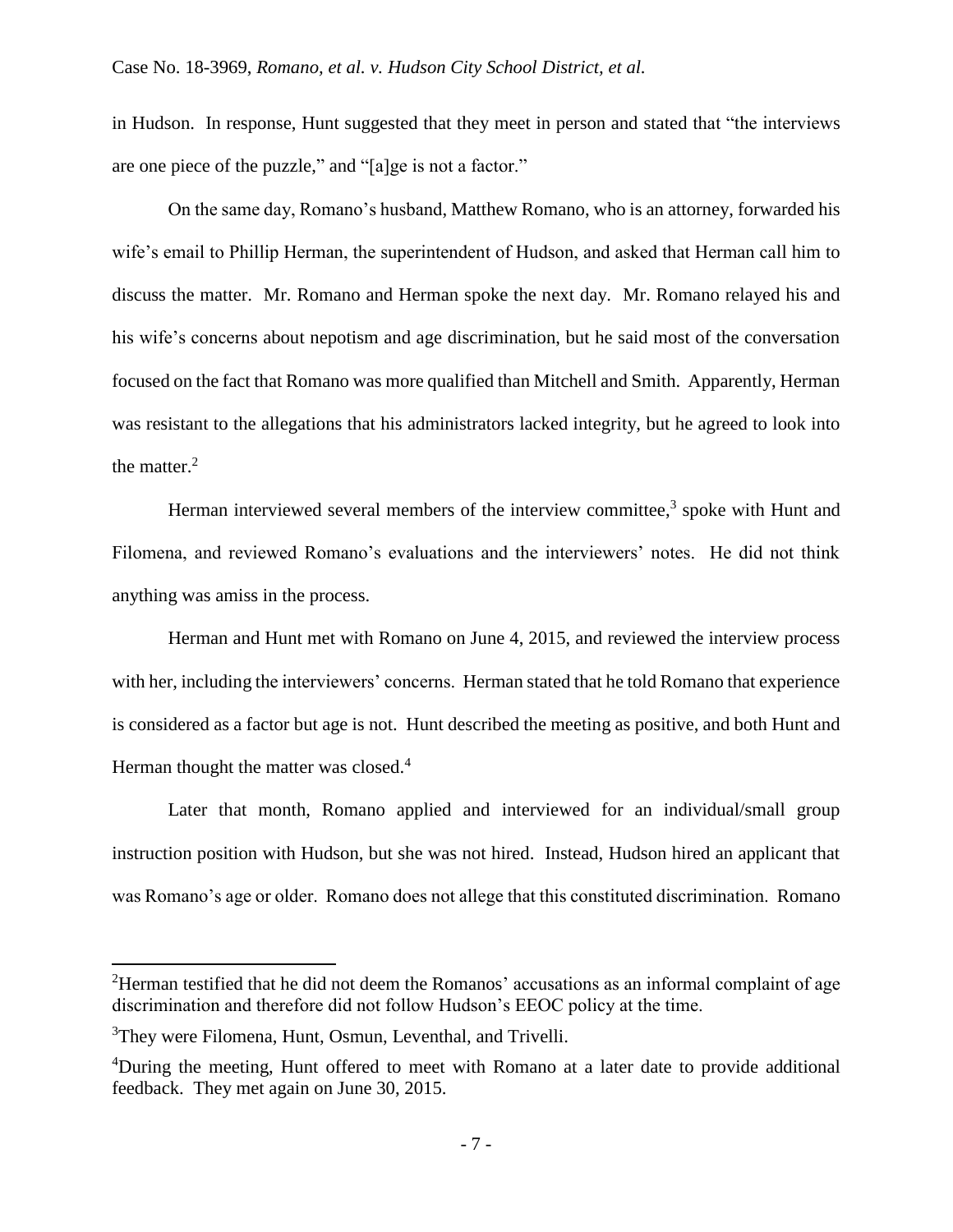in Hudson. In response, Hunt suggested that they meet in person and stated that "the interviews are one piece of the puzzle," and "[a]ge is not a factor."

On the same day, Romano's husband, Matthew Romano, who is an attorney, forwarded his wife's email to Phillip Herman, the superintendent of Hudson, and asked that Herman call him to discuss the matter. Mr. Romano and Herman spoke the next day. Mr. Romano relayed his and his wife's concerns about nepotism and age discrimination, but he said most of the conversation focused on the fact that Romano was more qualified than Mitchell and Smith. Apparently, Herman was resistant to the allegations that his administrators lacked integrity, but he agreed to look into the matter.[2]

Herman interviewed several members of the interview committee,[3] spoke with Hunt and Filomena, and reviewed Romano's evaluations and the interviewers' notes. He did not think anything was amiss in the process.

Herman and Hunt met with Romano on June 4, 2015, and reviewed the interview process with her, including the interviewers' concerns. Herman stated that he told Romano that experience is considered as a factor but age is not. Hunt described the meeting as positive, and both Hunt and Herman thought the matter was closed.[4]

Later that month, Romano applied and interviewed for an individual/small group instruction position with Hudson, but she was not hired. Instead, Hudson hired an applicant that was Romano's age or older. Romano does not allege that this constituted discrimination. Romano

---

[2] Herman testified that he did not deem the Romanos' accusations as an informal complaint of age discrimination and therefore did not follow Hudson's EEOC policy at the time.

[3] They were Filomena, Hunt, Osmun, Leventhal, and Trivelli.

[4] During the meeting, Hunt offered to meet with Romano at a later date to provide additional feedback. They met again on June 30, 2015.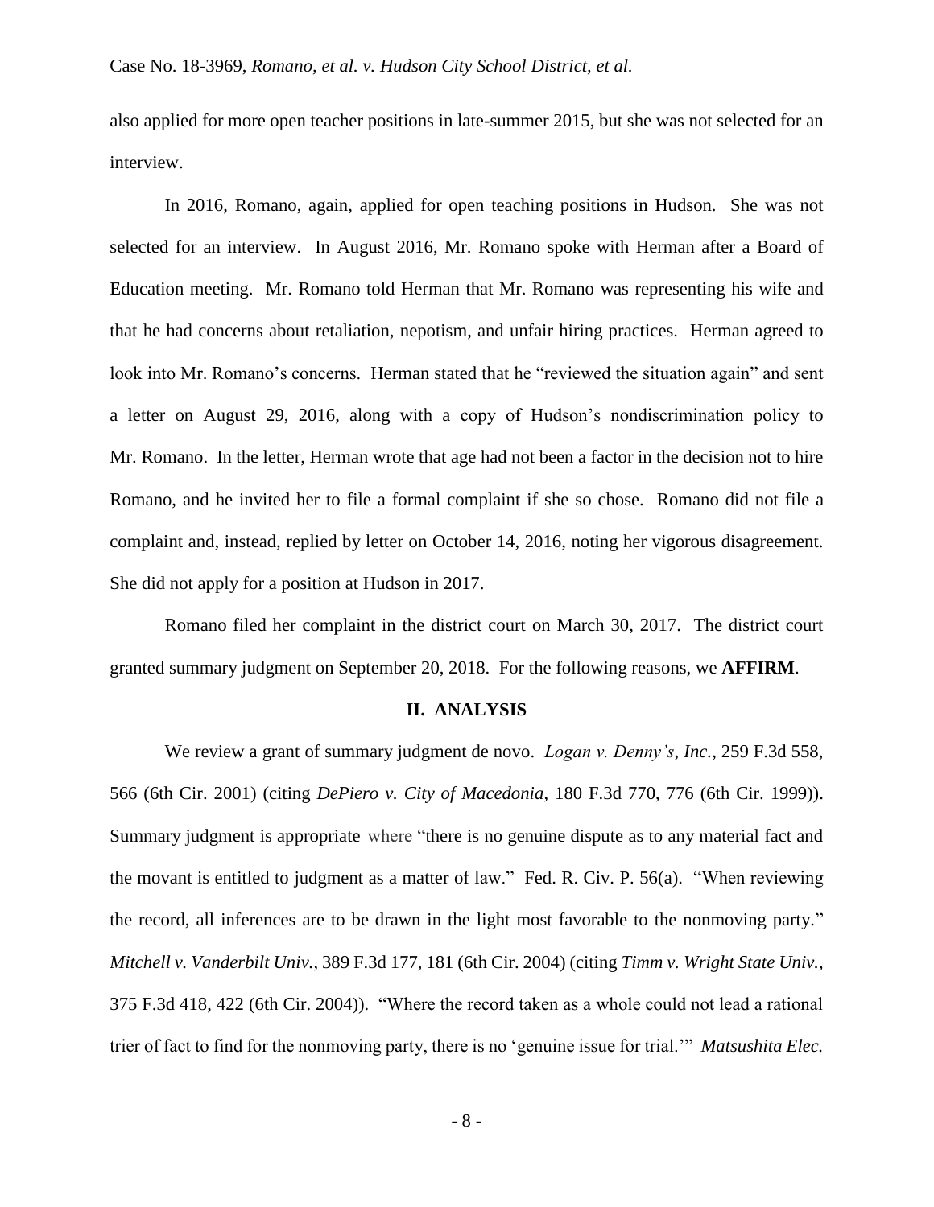also applied for more open teacher positions in late-summer 2015, but she was not selected for an interview.

In 2016, Romano, again, applied for open teaching positions in Hudson. She was not selected for an interview. In August 2016, Mr. Romano spoke with Herman after a Board of Education meeting. Mr. Romano told Herman that Mr. Romano was representing his wife and that he had concerns about retaliation, nepotism, and unfair hiring practices. Herman agreed to look into Mr. Romano's concerns. Herman stated that he "reviewed the situation again" and sent a letter on August 29, 2016, along with a copy of Hudson's nondiscrimination policy to Mr. Romano. In the letter, Herman wrote that age had not been a factor in the decision not to hire Romano, and he invited her to file a formal complaint if she so chose. Romano did not file a complaint and, instead, replied by letter on October 14, 2016, noting her vigorous disagreement. She did not apply for a position at Hudson in 2017.

Romano filed her complaint in the district court on March 30, 2017. The district court granted summary judgment on September 20, 2018. For the following reasons, we **AFFIRM**.

## II. ANALYSIS

We review a grant of summary judgment de novo. *Logan v. Denny's, Inc.*, 259 F.3d 558, 566 (6th Cir. 2001) (citing *DePiero v. City of Macedonia*, 180 F.3d 770, 776 (6th Cir. 1999)). Summary judgment is appropriate where "there is no genuine dispute as to any material fact and the movant is entitled to judgment as a matter of law." Fed. R. Civ. P. 56(a). "When reviewing the record, all inferences are to be drawn in the light most favorable to the nonmoving party." *Mitchell v. Vanderbilt Univ.*, 389 F.3d 177, 181 (6th Cir. 2004) (citing *Timm v. Wright State Univ.*, 375 F.3d 418, 422 (6th Cir. 2004)). "Where the record taken as a whole could not lead a rational trier of fact to find for the nonmoving party, there is no 'genuine issue for trial.'" *Matsushita Elec.*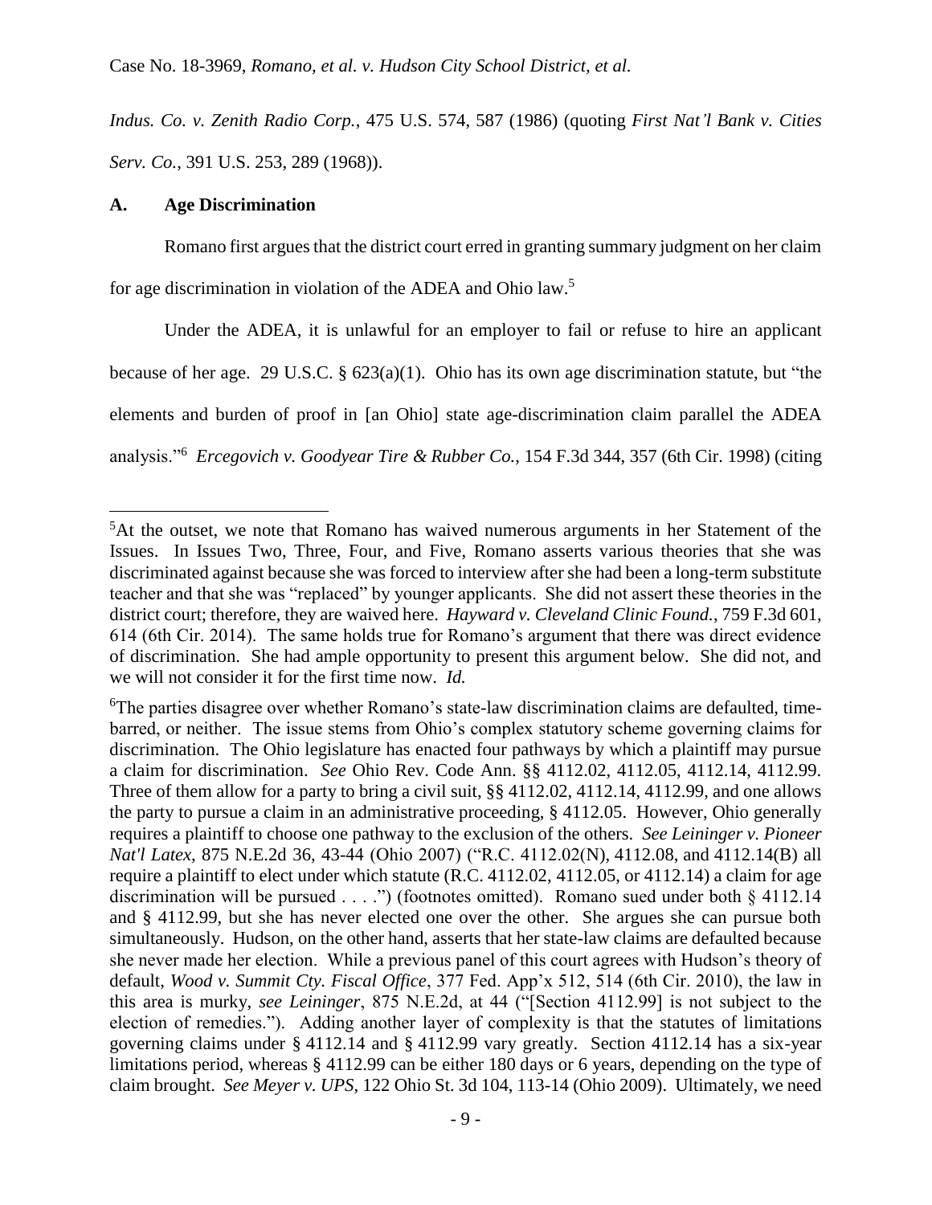*Indus. Co. v. Zenith Radio Corp.*, 475 U.S. 574, 587 (1986) (quoting *First Nat'l Bank v. Cities Serv. Co.*, 391 U.S. 253, 289 (1968)).

### A. Age Discrimination

Romano first argues that the district court erred in granting summary judgment on her claim for age discrimination in violation of the ADEA and Ohio law.[5]

Under the ADEA, it is unlawful for an employer to fail or refuse to hire an applicant because of her age. 29 U.S.C. § 623(a)(1). Ohio has its own age discrimination statute, but "the elements and burden of proof in [an Ohio] state age-discrimination claim parallel the ADEA analysis."[6] *Ercegovich v. Goodyear Tire & Rubber Co.*, 154 F.3d 344, 357 (6th Cir. 1998) (citing

---

[5]At the outset, we note that Romano has waived numerous arguments in her Statement of the Issues. In Issues Two, Three, Four, and Five, Romano asserts various theories that she was discriminated against because she was forced to interview after she had been a long-term substitute teacher and that she was "replaced" by younger applicants. She did not assert these theories in the district court; therefore, they are waived here. *Hayward v. Cleveland Clinic Found.*, 759 F.3d 601, 614 (6th Cir. 2014). The same holds true for Romano's argument that there was direct evidence of discrimination. She had ample opportunity to present this argument below. She did not, and we will not consider it for the first time now. *Id.*

[6]The parties disagree over whether Romano's state-law discrimination claims are defaulted, time-barred, or neither. The issue stems from Ohio's complex statutory scheme governing claims for discrimination. The Ohio legislature has enacted four pathways by which a plaintiff may pursue a claim for discrimination. *See* Ohio Rev. Code Ann. §§ 4112.02, 4112.05, 4112.14, 4112.99. Three of them allow for a party to bring a civil suit, §§ 4112.02, 4112.14, 4112.99, and one allows the party to pursue a claim in an administrative proceeding, § 4112.05. However, Ohio generally requires a plaintiff to choose one pathway to the exclusion of the others. *See Leininger v. Pioneer Nat'l Latex*, 875 N.E.2d 36, 43-44 (Ohio 2007) ("R.C. 4112.02(N), 4112.08, and 4112.14(B) all require a plaintiff to elect under which statute (R.C. 4112.02, 4112.05, or 4112.14) a claim for age discrimination will be pursued . . . .") (footnotes omitted). Romano sued under both § 4112.14 and § 4112.99, but she has never elected one over the other. She argues she can pursue both simultaneously. Hudson, on the other hand, asserts that her state-law claims are defaulted because she never made her election. While a previous panel of this court agrees with Hudson's theory of default, *Wood v. Summit Cty. Fiscal Office*, 377 Fed. App'x 512, 514 (6th Cir. 2010), the law in this area is murky, *see Leininger*, 875 N.E.2d, at 44 ("[Section 4112.99] is not subject to the election of remedies."). Adding another layer of complexity is that the statutes of limitations governing claims under § 4112.14 and § 4112.99 vary greatly. Section 4112.14 has a six-year limitations period, whereas § 4112.99 can be either 180 days or 6 years, depending on the type of claim brought. *See Meyer v. UPS*, 122 Ohio St. 3d 104, 113-14 (Ohio 2009). Ultimately, we need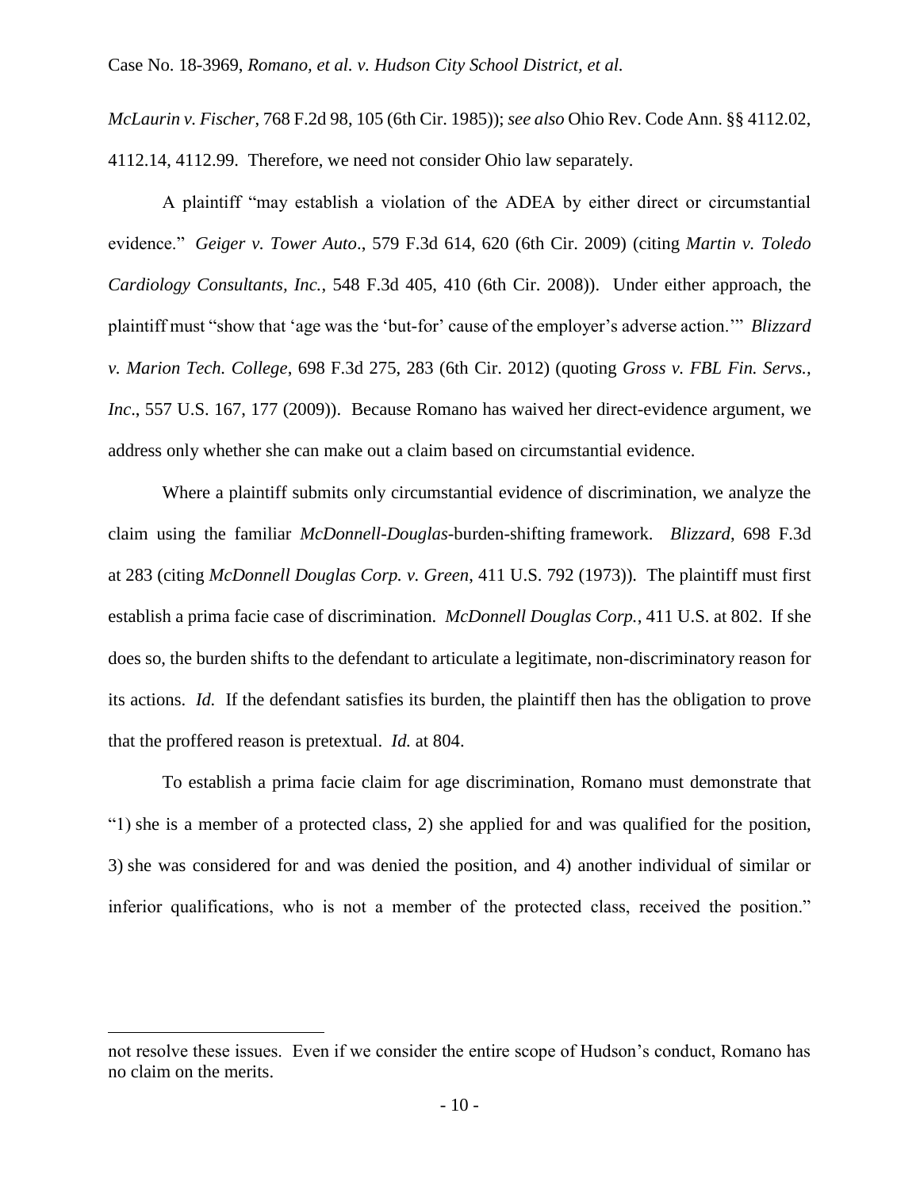*McLaurin v. Fischer*, 768 F.2d 98, 105 (6th Cir. 1985)); *see also* Ohio Rev. Code Ann. §§ 4112.02, 4112.14, 4112.99. Therefore, we need not consider Ohio law separately.

A plaintiff "may establish a violation of the ADEA by either direct or circumstantial evidence." *Geiger v. Tower Auto*., 579 F.3d 614, 620 (6th Cir. 2009) (citing *Martin v. Toledo Cardiology Consultants, Inc.*, 548 F.3d 405, 410 (6th Cir. 2008)). Under either approach, the plaintiff must "show that 'age was the 'but-for' cause of the employer's adverse action.'" *Blizzard v. Marion Tech. College*, 698 F.3d 275, 283 (6th Cir. 2012) (quoting *Gross v. FBL Fin. Servs., Inc*., 557 U.S. 167, 177 (2009)). Because Romano has waived her direct-evidence argument, we address only whether she can make out a claim based on circumstantial evidence.

Where a plaintiff submits only circumstantial evidence of discrimination, we analyze the claim using the familiar *McDonnell-Douglas*-burden-shifting framework. *Blizzard*, 698 F.3d at 283 (citing *McDonnell Douglas Corp. v. Green*, 411 U.S. 792 (1973)). The plaintiff must first establish a prima facie case of discrimination. *McDonnell Douglas Corp.*, 411 U.S. at 802. If she does so, the burden shifts to the defendant to articulate a legitimate, non-discriminatory reason for its actions. *Id.* If the defendant satisfies its burden, the plaintiff then has the obligation to prove that the proffered reason is pretextual. *Id.* at 804.

To establish a prima facie claim for age discrimination, Romano must demonstrate that "1) she is a member of a protected class, 2) she applied for and was qualified for the position, 3) she was considered for and was denied the position, and 4) another individual of similar or inferior qualifications, who is not a member of the protected class, received the position."

---

not resolve these issues. Even if we consider the entire scope of Hudson's conduct, Romano has no claim on the merits.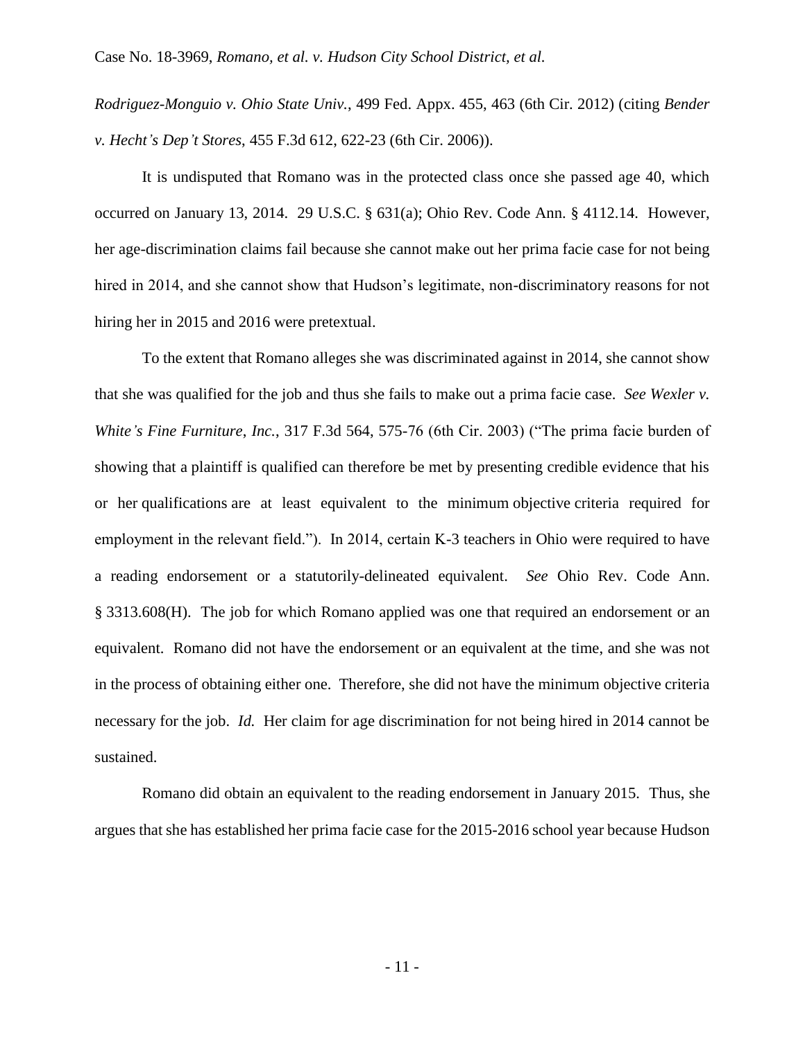*Rodriguez-Monguio v. Ohio State Univ.*, 499 Fed. Appx. 455, 463 (6th Cir. 2012) (citing *Bender v. Hecht's Dep't Stores*, 455 F.3d 612, 622-23 (6th Cir. 2006)).

It is undisputed that Romano was in the protected class once she passed age 40, which occurred on January 13, 2014. 29 U.S.C. § 631(a); Ohio Rev. Code Ann. § 4112.14. However, her age-discrimination claims fail because she cannot make out her prima facie case for not being hired in 2014, and she cannot show that Hudson's legitimate, non-discriminatory reasons for not hiring her in 2015 and 2016 were pretextual.

To the extent that Romano alleges she was discriminated against in 2014, she cannot show that she was qualified for the job and thus she fails to make out a prima facie case. *See Wexler v. White's Fine Furniture*, *Inc.*, 317 F.3d 564, 575-76 (6th Cir. 2003) ("The prima facie burden of showing that a plaintiff is qualified can therefore be met by presenting credible evidence that his or her qualifications are at least equivalent to the minimum objective criteria required for employment in the relevant field."). In 2014, certain K-3 teachers in Ohio were required to have a reading endorsement or a statutorily-delineated equivalent. *See* Ohio Rev. Code Ann. § 3313.608(H). The job for which Romano applied was one that required an endorsement or an equivalent. Romano did not have the endorsement or an equivalent at the time, and she was not in the process of obtaining either one. Therefore, she did not have the minimum objective criteria necessary for the job. *Id.* Her claim for age discrimination for not being hired in 2014 cannot be sustained.

Romano did obtain an equivalent to the reading endorsement in January 2015. Thus, she argues that she has established her prima facie case for the 2015-2016 school year because Hudson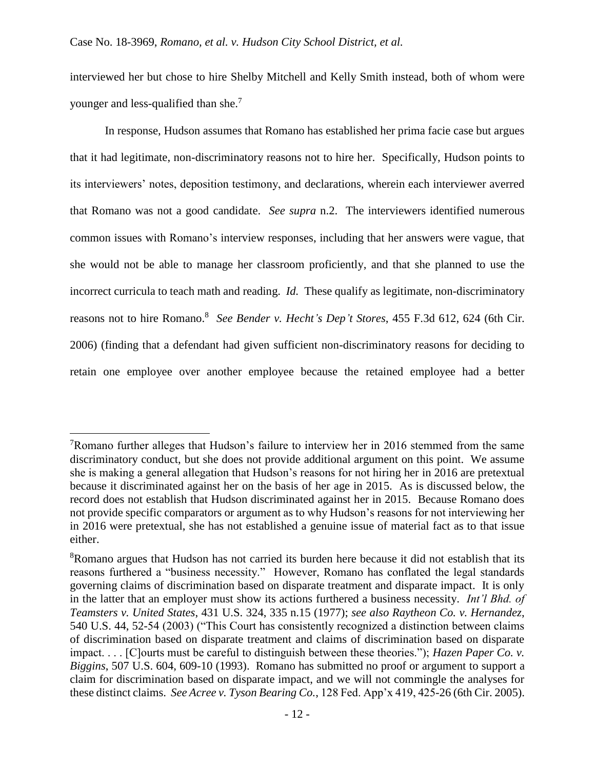interviewed her but chose to hire Shelby Mitchell and Kelly Smith instead, both of whom were younger and less-qualified than she.[7]

In response, Hudson assumes that Romano has established her prima facie case but argues that it had legitimate, non-discriminatory reasons not to hire her. Specifically, Hudson points to its interviewers' notes, deposition testimony, and declarations, wherein each interviewer averred that Romano was not a good candidate. *See supra* n.2. The interviewers identified numerous common issues with Romano's interview responses, including that her answers were vague, that she would not be able to manage her classroom proficiently, and that she planned to use the incorrect curricula to teach math and reading. *Id.* These qualify as legitimate, non-discriminatory reasons not to hire Romano.[8] *See Bender v. Hecht's Dep't Stores*, 455 F.3d 612, 624 (6th Cir. 2006) (finding that a defendant had given sufficient non-discriminatory reasons for deciding to retain one employee over another employee because the retained employee had a better

---

[7]Romano further alleges that Hudson's failure to interview her in 2016 stemmed from the same discriminatory conduct, but she does not provide additional argument on this point. We assume she is making a general allegation that Hudson's reasons for not hiring her in 2016 are pretextual because it discriminated against her on the basis of her age in 2015. As is discussed below, the record does not establish that Hudson discriminated against her in 2015. Because Romano does not provide specific comparators or argument as to why Hudson's reasons for not interviewing her in 2016 were pretextual, she has not established a genuine issue of material fact as to that issue either.

[8]Romano argues that Hudson has not carried its burden here because it did not establish that its reasons furthered a "business necessity." However, Romano has conflated the legal standards governing claims of discrimination based on disparate treatment and disparate impact. It is only in the latter that an employer must show its actions furthered a business necessity. *Int'l Bhd. of Teamsters v. United States*, 431 U.S. 324, 335 n.15 (1977); *see also Raytheon Co. v. Hernandez*, 540 U.S. 44, 52-54 (2003) ("This Court has consistently recognized a distinction between claims of discrimination based on disparate treatment and claims of discrimination based on disparate impact. . . . [C]ourts must be careful to distinguish between these theories."); *Hazen Paper Co. v. Biggins*, 507 U.S. 604, 609-10 (1993). Romano has submitted no proof or argument to support a claim for discrimination based on disparate impact, and we will not commingle the analyses for these distinct claims. *See Acree v. Tyson Bearing Co.*, 128 Fed. App'x 419, 425-26 (6th Cir. 2005).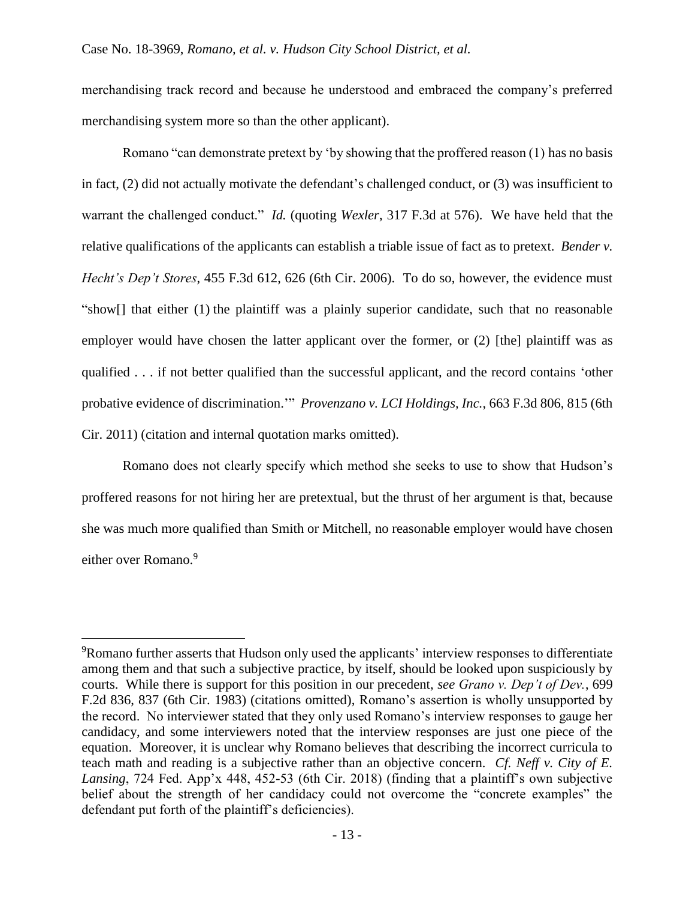merchandising track record and because he understood and embraced the company's preferred merchandising system more so than the other applicant).

Romano "can demonstrate pretext by 'by showing that the proffered reason (1) has no basis in fact, (2) did not actually motivate the defendant's challenged conduct, or (3) was insufficient to warrant the challenged conduct." *Id.* (quoting *Wexler*, 317 F.3d at 576). We have held that the relative qualifications of the applicants can establish a triable issue of fact as to pretext. *Bender v. Hecht's Dep't Stores*, 455 F.3d 612, 626 (6th Cir. 2006). To do so, however, the evidence must "show[] that either (1) the plaintiff was a plainly superior candidate, such that no reasonable employer would have chosen the latter applicant over the former, or (2) [the] plaintiff was as qualified . . . if not better qualified than the successful applicant, and the record contains 'other probative evidence of discrimination.'" *Provenzano v. LCI Holdings, Inc.*, 663 F.3d 806, 815 (6th Cir. 2011) (citation and internal quotation marks omitted).

Romano does not clearly specify which method she seeks to use to show that Hudson's proffered reasons for not hiring her are pretextual, but the thrust of her argument is that, because she was much more qualified than Smith or Mitchell, no reasonable employer would have chosen either over Romano.[9]

---

[9]Romano further asserts that Hudson only used the applicants' interview responses to differentiate among them and that such a subjective practice, by itself, should be looked upon suspiciously by courts. While there is support for this position in our precedent, *see Grano v. Dep't of Dev.*, 699 F.2d 836, 837 (6th Cir. 1983) (citations omitted), Romano's assertion is wholly unsupported by the record. No interviewer stated that they only used Romano's interview responses to gauge her candidacy, and some interviewers noted that the interview responses are just one piece of the equation. Moreover, it is unclear why Romano believes that describing the incorrect curricula to teach math and reading is a subjective rather than an objective concern. *Cf. Neff v. City of E. Lansing*, 724 Fed. App'x 448, 452-53 (6th Cir. 2018) (finding that a plaintiff's own subjective belief about the strength of her candidacy could not overcome the "concrete examples" the defendant put forth of the plaintiff's deficiencies).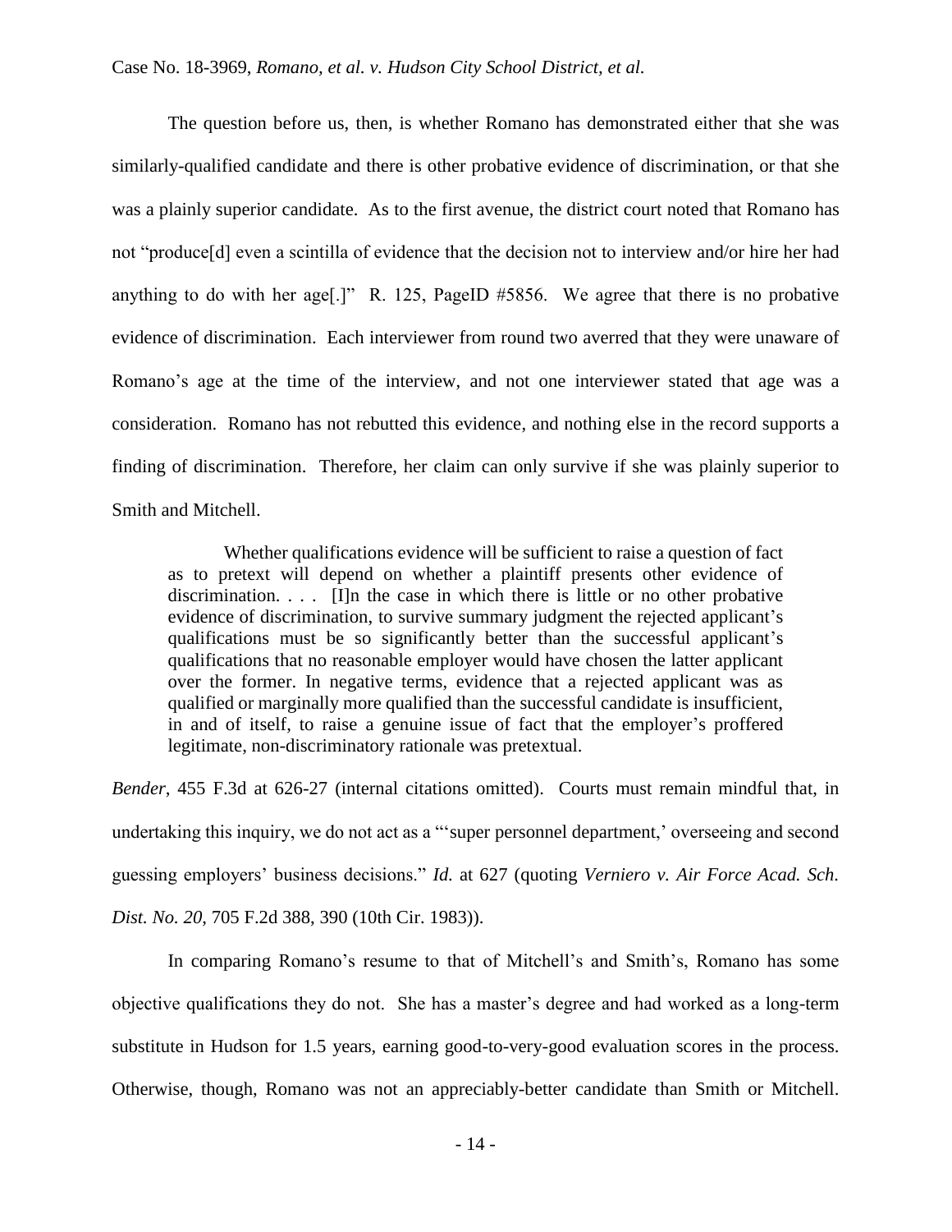The question before us, then, is whether Romano has demonstrated either that she was similarly-qualified candidate and there is other probative evidence of discrimination, or that she was a plainly superior candidate. As to the first avenue, the district court noted that Romano has not "produce[d] even a scintilla of evidence that the decision not to interview and/or hire her had anything to do with her age[.]" R. 125, PageID #5856. We agree that there is no probative evidence of discrimination. Each interviewer from round two averred that they were unaware of Romano's age at the time of the interview, and not one interviewer stated that age was a consideration. Romano has not rebutted this evidence, and nothing else in the record supports a finding of discrimination. Therefore, her claim can only survive if she was plainly superior to Smith and Mitchell.

> Whether qualifications evidence will be sufficient to raise a question of fact as to pretext will depend on whether a plaintiff presents other evidence of discrimination. . . . [I]n the case in which there is little or no other probative evidence of discrimination, to survive summary judgment the rejected applicant's qualifications must be so significantly better than the successful applicant's qualifications that no reasonable employer would have chosen the latter applicant over the former. In negative terms, evidence that a rejected applicant was as qualified or marginally more qualified than the successful candidate is insufficient, in and of itself, to raise a genuine issue of fact that the employer's proffered legitimate, non-discriminatory rationale was pretextual.

*Bender*, 455 F.3d at 626-27 (internal citations omitted). Courts must remain mindful that, in undertaking this inquiry, we do not act as a "'super personnel department,' overseeing and second guessing employers' business decisions." *Id.* at 627 (quoting *Verniero v. Air Force Acad. Sch. Dist. No. 20*, 705 F.2d 388, 390 (10th Cir. 1983)).

In comparing Romano's resume to that of Mitchell's and Smith's, Romano has some objective qualifications they do not. She has a master's degree and had worked as a long-term substitute in Hudson for 1.5 years, earning good-to-very-good evaluation scores in the process. Otherwise, though, Romano was not an appreciably-better candidate than Smith or Mitchell.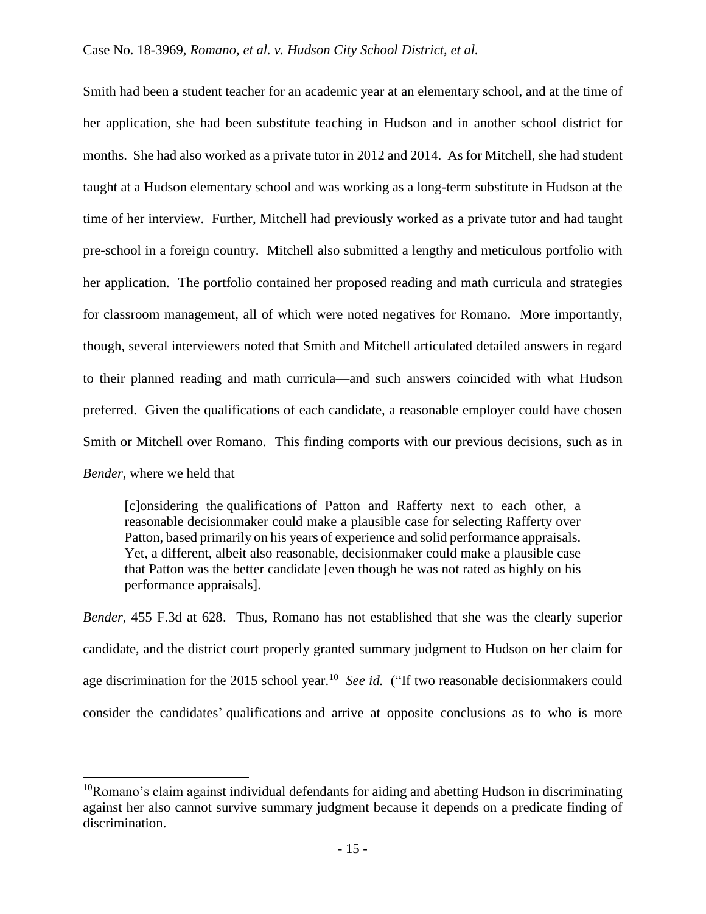Smith had been a student teacher for an academic year at an elementary school, and at the time of her application, she had been substitute teaching in Hudson and in another school district for months. She had also worked as a private tutor in 2012 and 2014. As for Mitchell, she had student taught at a Hudson elementary school and was working as a long-term substitute in Hudson at the time of her interview. Further, Mitchell had previously worked as a private tutor and had taught pre-school in a foreign country. Mitchell also submitted a lengthy and meticulous portfolio with her application. The portfolio contained her proposed reading and math curricula and strategies for classroom management, all of which were noted negatives for Romano. More importantly, though, several interviewers noted that Smith and Mitchell articulated detailed answers in regard to their planned reading and math curricula—and such answers coincided with what Hudson preferred. Given the qualifications of each candidate, a reasonable employer could have chosen Smith or Mitchell over Romano. This finding comports with our previous decisions, such as in *Bender*, where we held that

> [c]onsidering the qualifications of Patton and Rafferty next to each other, a reasonable decisionmaker could make a plausible case for selecting Rafferty over Patton, based primarily on his years of experience and solid performance appraisals. Yet, a different, albeit also reasonable, decisionmaker could make a plausible case that Patton was the better candidate [even though he was not rated as highly on his performance appraisals].

*Bender*, 455 F.3d at 628. Thus, Romano has not established that she was the clearly superior candidate, and the district court properly granted summary judgment to Hudson on her claim for age discrimination for the 2015 school year.[10] *See id.* ("If two reasonable decisionmakers could consider the candidates' qualifications and arrive at opposite conclusions as to who is more

[10]Romano's claim against individual defendants for aiding and abetting Hudson in discriminating against her also cannot survive summary judgment because it depends on a predicate finding of discrimination.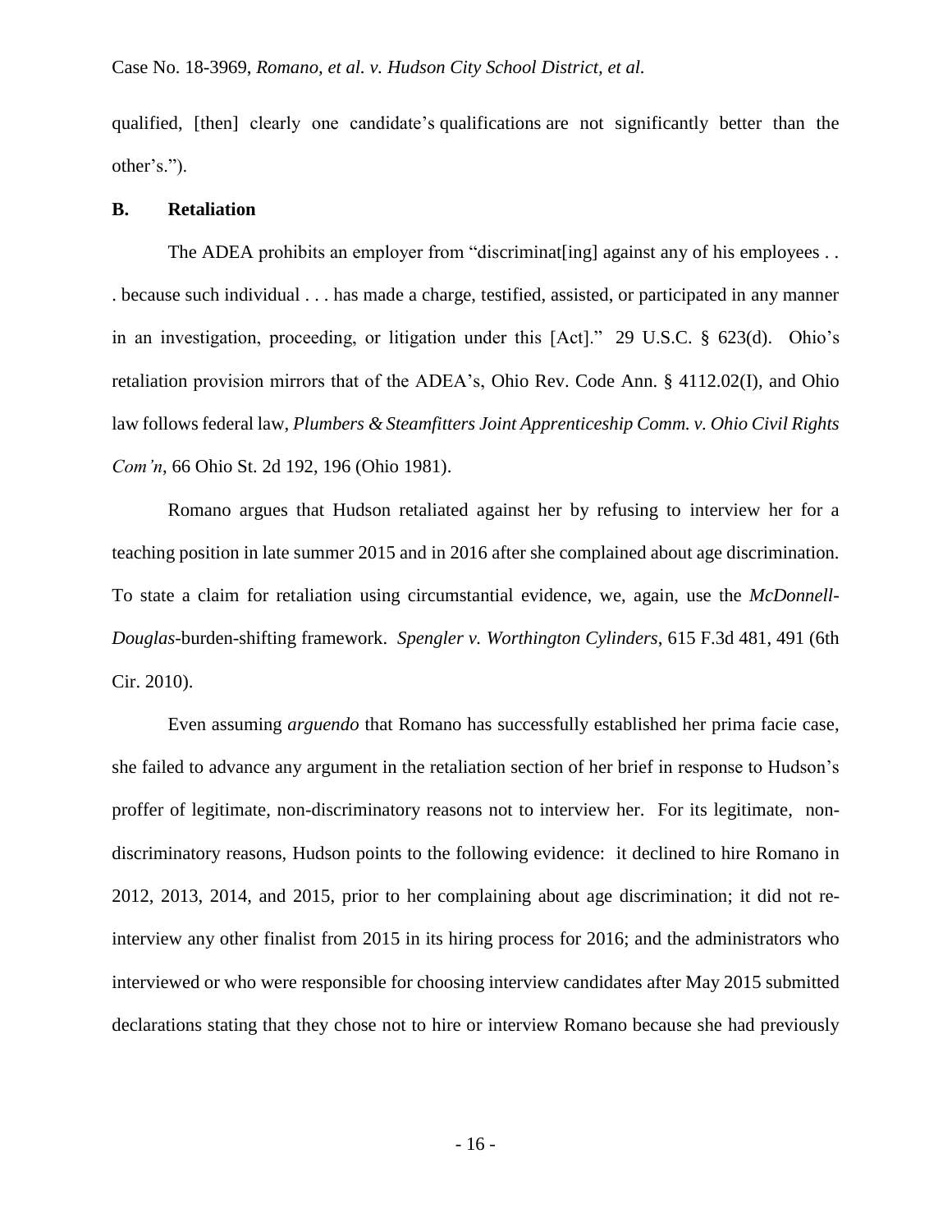qualified, [then] clearly one candidate's qualifications are not significantly better than the other's.").

**B. Retaliation**

The ADEA prohibits an employer from "discriminat[ing] against any of his employees . . . because such individual . . . has made a charge, testified, assisted, or participated in any manner in an investigation, proceeding, or litigation under this [Act]." 29 U.S.C. § 623(d). Ohio's retaliation provision mirrors that of the ADEA's, Ohio Rev. Code Ann. § 4112.02(I), and Ohio law follows federal law, *Plumbers & Steamfitters Joint Apprenticeship Comm. v. Ohio Civil Rights Com'n*, 66 Ohio St. 2d 192, 196 (Ohio 1981).

Romano argues that Hudson retaliated against her by refusing to interview her for a teaching position in late summer 2015 and in 2016 after she complained about age discrimination. To state a claim for retaliation using circumstantial evidence, we, again, use the *McDonnell-Douglas*-burden-shifting framework. *Spengler v. Worthington Cylinders*, 615 F.3d 481, 491 (6th Cir. 2010).

Even assuming *arguendo* that Romano has successfully established her prima facie case, she failed to advance any argument in the retaliation section of her brief in response to Hudson's proffer of legitimate, non-discriminatory reasons not to interview her. For its legitimate, non-discriminatory reasons, Hudson points to the following evidence: it declined to hire Romano in 2012, 2013, 2014, and 2015, prior to her complaining about age discrimination; it did not re-interview any other finalist from 2015 in its hiring process for 2016; and the administrators who interviewed or who were responsible for choosing interview candidates after May 2015 submitted declarations stating that they chose not to hire or interview Romano because she had previously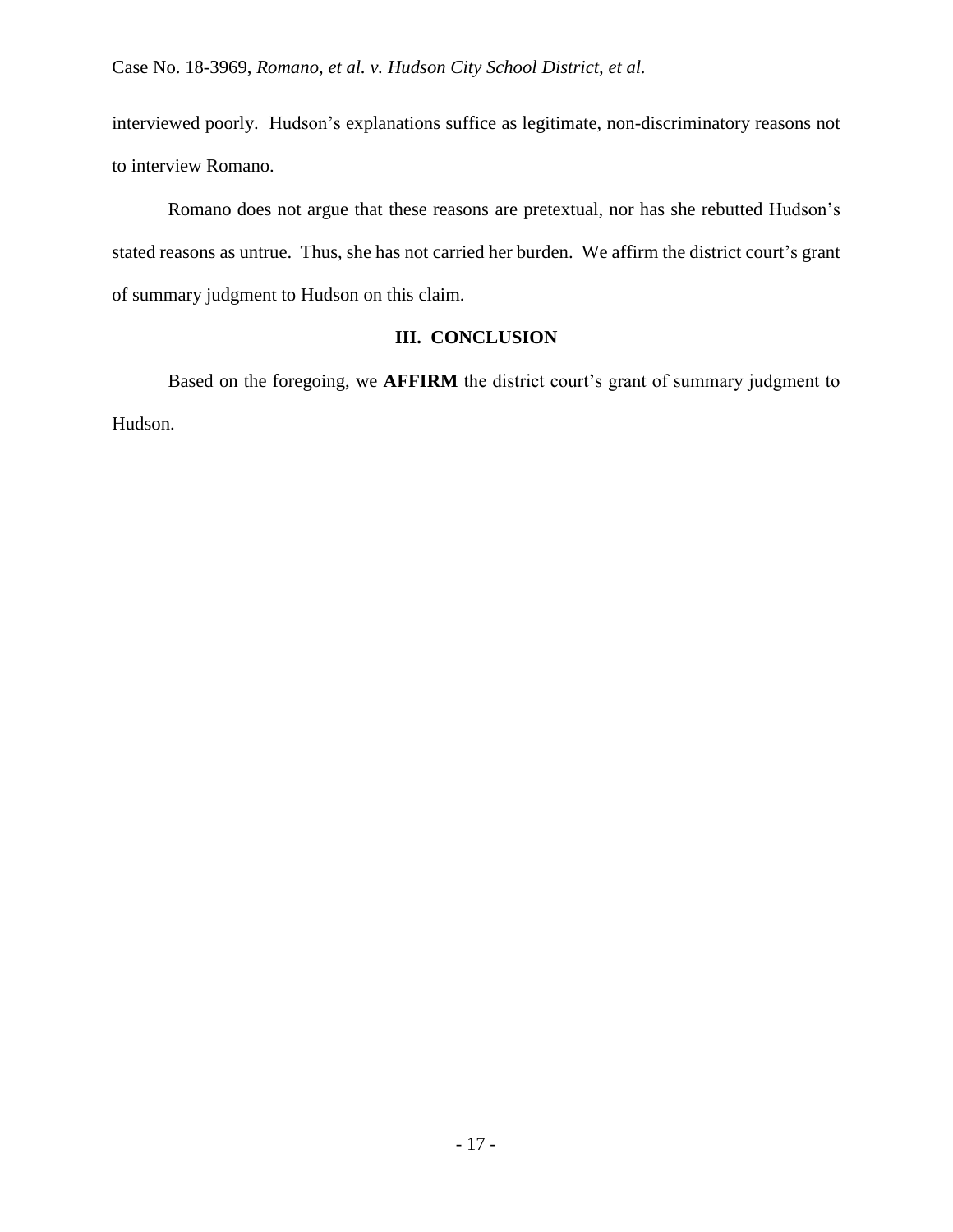interviewed poorly. Hudson's explanations suffice as legitimate, non-discriminatory reasons not to interview Romano.

Romano does not argue that these reasons are pretextual, nor has she rebutted Hudson's stated reasons as untrue. Thus, she has not carried her burden. We affirm the district court's grant of summary judgment to Hudson on this claim.

## III. CONCLUSION

Based on the foregoing, we **AFFIRM** the district court's grant of summary judgment to Hudson.